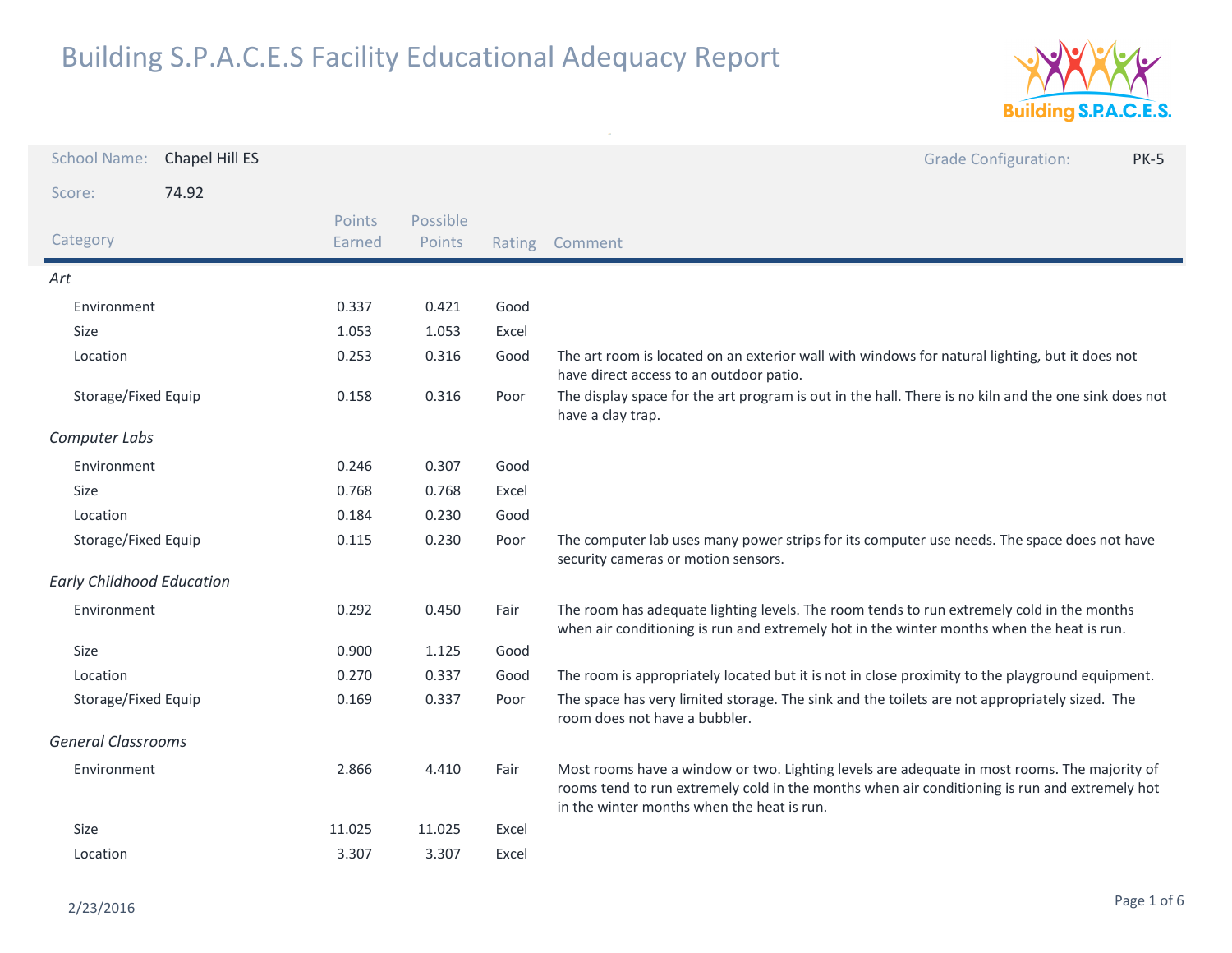# Building S.P.A.C.E.S Facility Educational Adequacy Report

**School Name:** Chapel Hill ES

**Grade Configuration:** PK-5

**Score:** 74.92

| Category | Points Earned | Possible Points | Rating | Comment |
|---|---|---|---|---|
| *Art* | | | | |
| Environment | 0.337 | 0.421 | Good | |
| Size | 1.053 | 1.053 | Excel | |
| Location | 0.253 | 0.316 | Good | The art room is located on an exterior wall with windows for natural lighting, but it does not have direct access to an outdoor patio. |
| Storage/Fixed Equip | 0.158 | 0.316 | Poor | The display space for the art program is out in the hall. There is no kiln and the one sink does not have a clay trap. |
| *Computer Labs* | | | | |
| Environment | 0.246 | 0.307 | Good | |
| Size | 0.768 | 0.768 | Excel | |
| Location | 0.184 | 0.230 | Good | |
| Storage/Fixed Equip | 0.115 | 0.230 | Poor | The computer lab uses many power strips for its computer use needs. The space does not have security cameras or motion sensors. |
| *Early Childhood Education* | | | | |
| Environment | 0.292 | 0.450 | Fair | The room has adequate lighting levels. The room tends to run extremely cold in the months when air conditioning is run and extremely hot in the winter months when the heat is run. |
| Size | 0.900 | 1.125 | Good | |
| Location | 0.270 | 0.337 | Good | The room is appropriately located but it is not in close proximity to the playground equipment. |
| Storage/Fixed Equip | 0.169 | 0.337 | Poor | The space has very limited storage. The sink and the toilets are not appropriately sized. The room does not have a bubbler. |
| *General Classrooms* | | | | |
| Environment | 2.866 | 4.410 | Fair | Most rooms have a window or two. Lighting levels are adequate in most rooms. The majority of rooms tend to run extremely cold in the months when air conditioning is run and extremely hot in the winter months when the heat is run. |
| Size | 11.025 | 11.025 | Excel | |
| Location | 3.307 | 3.307 | Excel | |

2/23/2016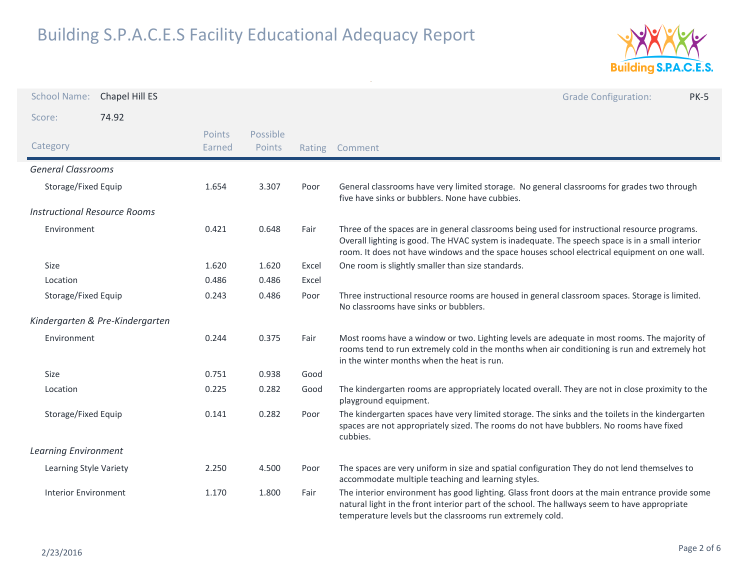# Building S.P.A.C.E.S Facility Educational Adequacy Report

School Name: Chapel Hill ES

Grade Configuration: PK-5

Score: 74.92

| Category | Points Earned | Possible Points | Rating | Comment |
|---|---|---|---|---|
| *General Classrooms* | | | | |
| Storage/Fixed Equip | 1.654 | 3.307 | Poor | General classrooms have very limited storage. No general classrooms for grades two through five have sinks or bubblers. None have cubbies. |
| *Instructional Resource Rooms* | | | | |
| Environment | 0.421 | 0.648 | Fair | Three of the spaces are in general classrooms being used for instructional resource programs. Overall lighting is good. The HVAC system is inadequate. The speech space is in a small interior room. It does not have windows and the space houses school electrical equipment on one wall. |
| Size | 1.620 | 1.620 | Excel | One room is slightly smaller than size standards. |
| Location | 0.486 | 0.486 | Excel | |
| Storage/Fixed Equip | 0.243 | 0.486 | Poor | Three instructional resource rooms are housed in general classroom spaces. Storage is limited. No classrooms have sinks or bubblers. |
| *Kindergarten & Pre-Kindergarten* | | | | |
| Environment | 0.244 | 0.375 | Fair | Most rooms have a window or two. Lighting levels are adequate in most rooms. The majority of rooms tend to run extremely cold in the months when air conditioning is run and extremely hot in the winter months when the heat is run. |
| Size | 0.751 | 0.938 | Good | |
| Location | 0.225 | 0.282 | Good | The kindergarten rooms are appropriately located overall. They are not in close proximity to the playground equipment. |
| Storage/Fixed Equip | 0.141 | 0.282 | Poor | The kindergarten spaces have very limited storage. The sinks and the toilets in the kindergarten spaces are not appropriately sized. The rooms do not have bubblers. No rooms have fixed cubbies. |
| *Learning Environment* | | | | |
| Learning Style Variety | 2.250 | 4.500 | Poor | The spaces are very uniform in size and spatial configuration They do not lend themselves to accommodate multiple teaching and learning styles. |
| Interior Environment | 1.170 | 1.800 | Fair | The interior environment has good lighting. Glass front doors at the main entrance provide some natural light in the front interior part of the school. The hallways seem to have appropriate temperature levels but the classrooms run extremely cold. |

2/23/2016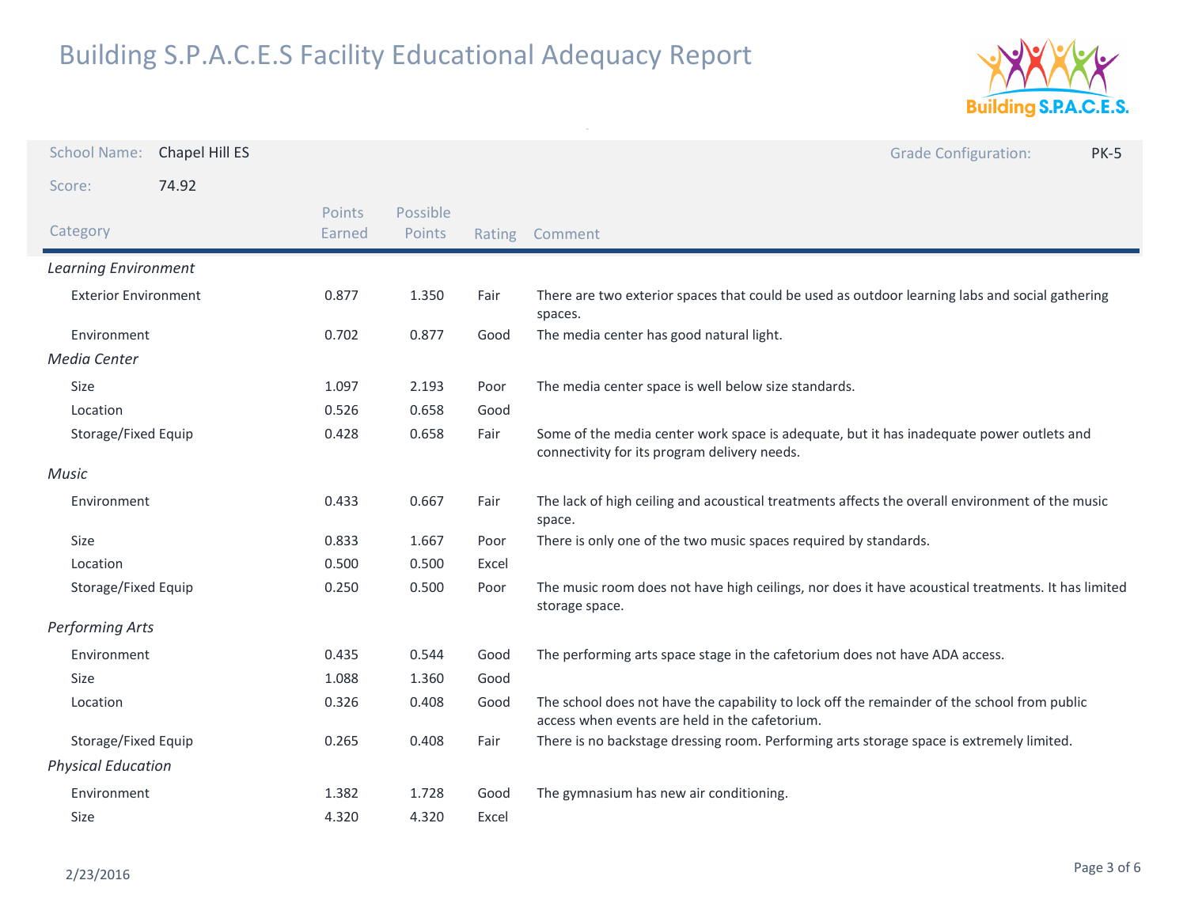# Building S.P.A.C.E.S Facility Educational Adequacy Report

**School Name:** Chapel Hill ES

**Grade Configuration:** PK-5

**Score:** 74.92

| Category | Points Earned | Possible Points | Rating | Comment |
|---|---|---|---|---|
| *Learning Environment* | | | | |
| Exterior Environment | 0.877 | 1.350 | Fair | There are two exterior spaces that could be used as outdoor learning labs and social gathering spaces. |
| Environment | 0.702 | 0.877 | Good | The media center has good natural light. |
| *Media Center* | | | | |
| Size | 1.097 | 2.193 | Poor | The media center space is well below size standards. |
| Location | 0.526 | 0.658 | Good | |
| Storage/Fixed Equip | 0.428 | 0.658 | Fair | Some of the media center work space is adequate, but it has inadequate power outlets and connectivity for its program delivery needs. |
| *Music* | | | | |
| Environment | 0.433 | 0.667 | Fair | The lack of high ceiling and acoustical treatments affects the overall environment of the music space. |
| Size | 0.833 | 1.667 | Poor | There is only one of the two music spaces required by standards. |
| Location | 0.500 | 0.500 | Excel | |
| Storage/Fixed Equip | 0.250 | 0.500 | Poor | The music room does not have high ceilings, nor does it have acoustical treatments. It has limited storage space. |
| *Performing Arts* | | | | |
| Environment | 0.435 | 0.544 | Good | The performing arts space stage in the cafetorium does not have ADA access. |
| Size | 1.088 | 1.360 | Good | |
| Location | 0.326 | 0.408 | Good | The school does not have the capability to lock off the remainder of the school from public access when events are held in the cafetorium. |
| Storage/Fixed Equip | 0.265 | 0.408 | Fair | There is no backstage dressing room. Performing arts storage space is extremely limited. |
| *Physical Education* | | | | |
| Environment | 1.382 | 1.728 | Good | The gymnasium has new air conditioning. |
| Size | 4.320 | 4.320 | Excel | |

2/23/2016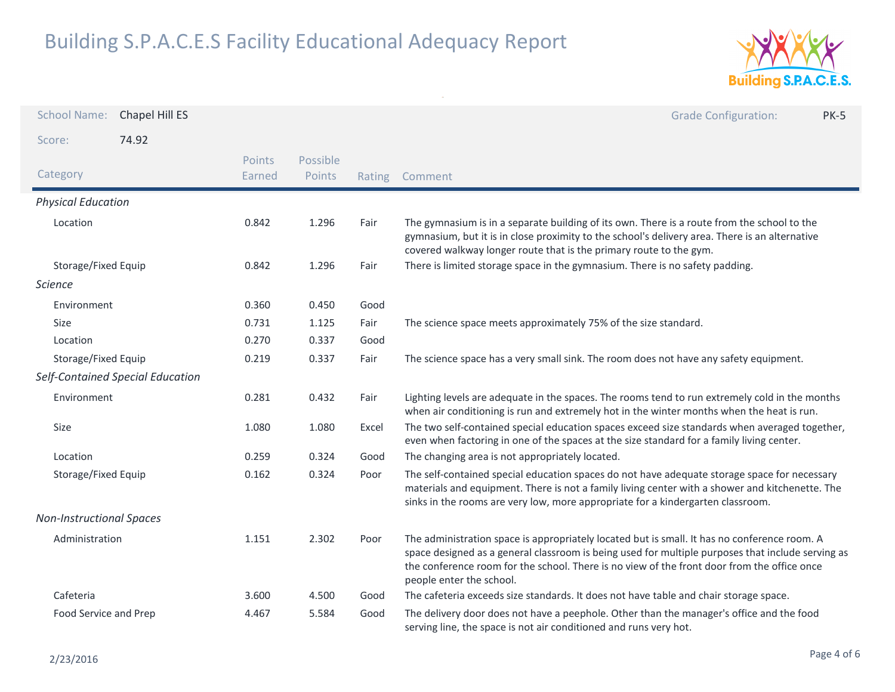# Building S.P.A.C.E.S Facility Educational Adequacy Report

**School Name:** Chapel Hill ES

**Grade Configuration:** PK-5

**Score:** 74.92

| Category | Points Earned | Possible Points | Rating | Comment |
|---|---|---|---|---|
| ***Physical Education*** | | | | |
| Location | 0.842 | 1.296 | Fair | The gymnasium is in a separate building of its own. There is a route from the school to the gymnasium, but it is in close proximity to the school's delivery area. There is an alternative covered walkway longer route that is the primary route to the gym. |
| Storage/Fixed Equip | 0.842 | 1.296 | Fair | There is limited storage space in the gymnasium. There is no safety padding. |
| ***Science*** | | | | |
| Environment | 0.360 | 0.450 | Good | |
| Size | 0.731 | 1.125 | Fair | The science space meets approximately 75% of the size standard. |
| Location | 0.270 | 0.337 | Good | |
| Storage/Fixed Equip | 0.219 | 0.337 | Fair | The science space has a very small sink. The room does not have any safety equipment. |
| ***Self-Contained Special Education*** | | | | |
| Environment | 0.281 | 0.432 | Fair | Lighting levels are adequate in the spaces. The rooms tend to run extremely cold in the months when air conditioning is run and extremely hot in the winter months when the heat is run. |
| Size | 1.080 | 1.080 | Excel | The two self-contained special education spaces exceed size standards when averaged together, even when factoring in one of the spaces at the size standard for a family living center. |
| Location | 0.259 | 0.324 | Good | The changing area is not appropriately located. |
| Storage/Fixed Equip | 0.162 | 0.324 | Poor | The self-contained special education spaces do not have adequate storage space for necessary materials and equipment. There is not a family living center with a shower and kitchenette. The sinks in the rooms are very low, more appropriate for a kindergarten classroom. |
| ***Non-Instructional Spaces*** | | | | |
| Administration | 1.151 | 2.302 | Poor | The administration space is appropriately located but is small. It has no conference room. A space designed as a general classroom is being used for multiple purposes that include serving as the conference room for the school. There is no view of the front door from the office once people enter the school. |
| Cafeteria | 3.600 | 4.500 | Good | The cafeteria exceeds size standards. It does not have table and chair storage space. |
| Food Service and Prep | 4.467 | 5.584 | Good | The delivery door does not have a peephole. Other than the manager's office and the food serving line, the space is not air conditioned and runs very hot. |

2/23/2016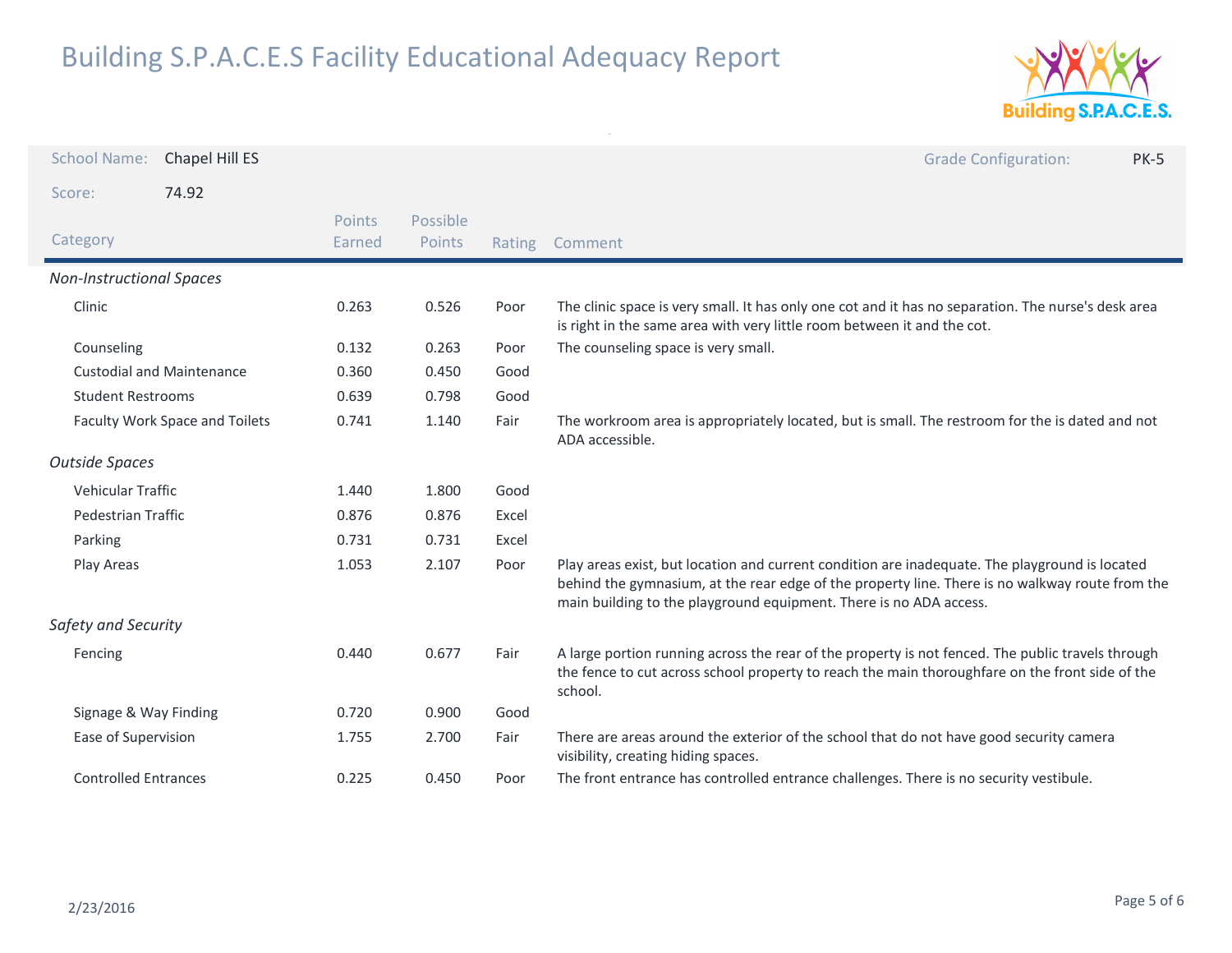# Building S.P.A.C.E.S Facility Educational Adequacy Report

School Name: Chapel Hill ES

Grade Configuration: PK-5

Score: 74.92

| Category | Points Earned | Possible Points | Rating | Comment |
|---|---|---|---|---|
| *Non-Instructional Spaces* | | | | |
| Clinic | 0.263 | 0.526 | Poor | The clinic space is very small. It has only one cot and it has no separation. The nurse's desk area is right in the same area with very little room between it and the cot. |
| Counseling | 0.132 | 0.263 | Poor | The counseling space is very small. |
| Custodial and Maintenance | 0.360 | 0.450 | Good | |
| Student Restrooms | 0.639 | 0.798 | Good | |
| Faculty Work Space and Toilets | 0.741 | 1.140 | Fair | The workroom area is appropriately located, but is small. The restroom for the is dated and not ADA accessible. |
| *Outside Spaces* | | | | |
| Vehicular Traffic | 1.440 | 1.800 | Good | |
| Pedestrian Traffic | 0.876 | 0.876 | Excel | |
| Parking | 0.731 | 0.731 | Excel | |
| Play Areas | 1.053 | 2.107 | Poor | Play areas exist, but location and current condition are inadequate. The playground is located behind the gymnasium, at the rear edge of the property line. There is no walkway route from the main building to the playground equipment. There is no ADA access. |
| *Safety and Security* | | | | |
| Fencing | 0.440 | 0.677 | Fair | A large portion running across the rear of the property is not fenced. The public travels through the fence to cut across school property to reach the main thoroughfare on the front side of the school. |
| Signage & Way Finding | 0.720 | 0.900 | Good | |
| Ease of Supervision | 1.755 | 2.700 | Fair | There are areas around the exterior of the school that do not have good security camera visibility, creating hiding spaces. |
| Controlled Entrances | 0.225 | 0.450 | Poor | The front entrance has controlled entrance challenges. There is no security vestibule. |

2/23/2016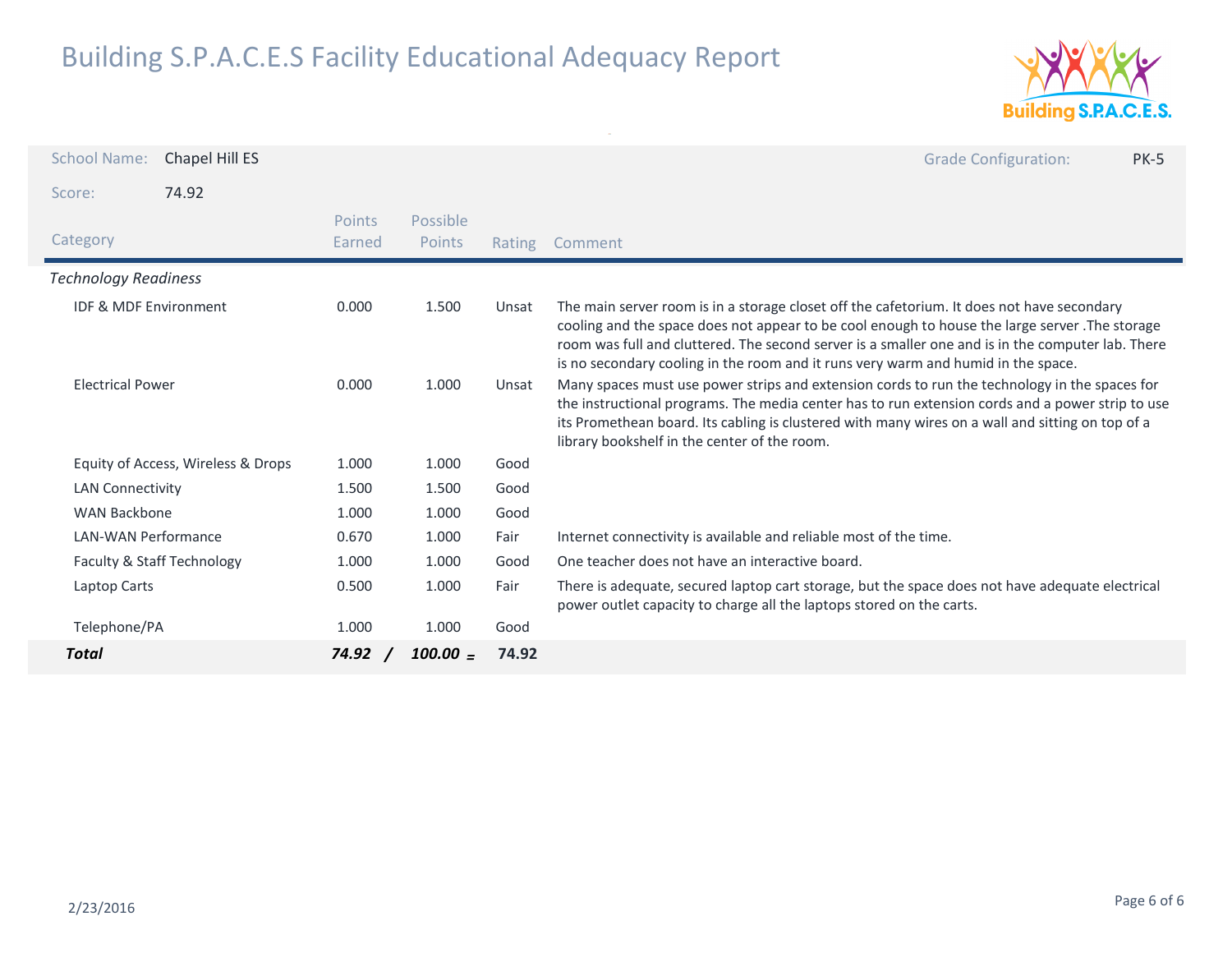# Building S.P.A.C.E.S Facility Educational Adequacy Report

School Name: Chapel Hill ES

Grade Configuration: PK-5

Score: 74.92

| Category | Points Earned | Possible Points | Rating | Comment |
|---|---|---|---|---|
| *Technology Readiness* | | | | |
| IDF & MDF Environment | 0.000 | 1.500 | Unsat | The main server room is in a storage closet off the cafetorium. It does not have secondary cooling and the space does not appear to be cool enough to house the large server .The storage room was full and cluttered. The second server is a smaller one and is in the computer lab. There is no secondary cooling in the room and it runs very warm and humid in the space. |
| Electrical Power | 0.000 | 1.000 | Unsat | Many spaces must use power strips and extension cords to run the technology in the spaces for the instructional programs. The media center has to run extension cords and a power strip to use its Promethean board. Its cabling is clustered with many wires on a wall and sitting on top of a library bookshelf in the center of the room. |
| Equity of Access, Wireless & Drops | 1.000 | 1.000 | Good | |
| LAN Connectivity | 1.500 | 1.500 | Good | |
| WAN Backbone | 1.000 | 1.000 | Good | |
| LAN-WAN Performance | 0.670 | 1.000 | Fair | Internet connectivity is available and reliable most of the time. |
| Faculty & Staff Technology | 1.000 | 1.000 | Good | One teacher does not have an interactive board. |
| Laptop Carts | 0.500 | 1.000 | Fair | There is adequate, secured laptop cart storage, but the space does not have adequate electrical power outlet capacity to charge all the laptops stored on the carts. |
| Telephone/PA | 1.000 | 1.000 | Good | |
| ***Total*** | ***74.92 /*** | ***100.00 =*** | **74.92** | |

2/23/2016